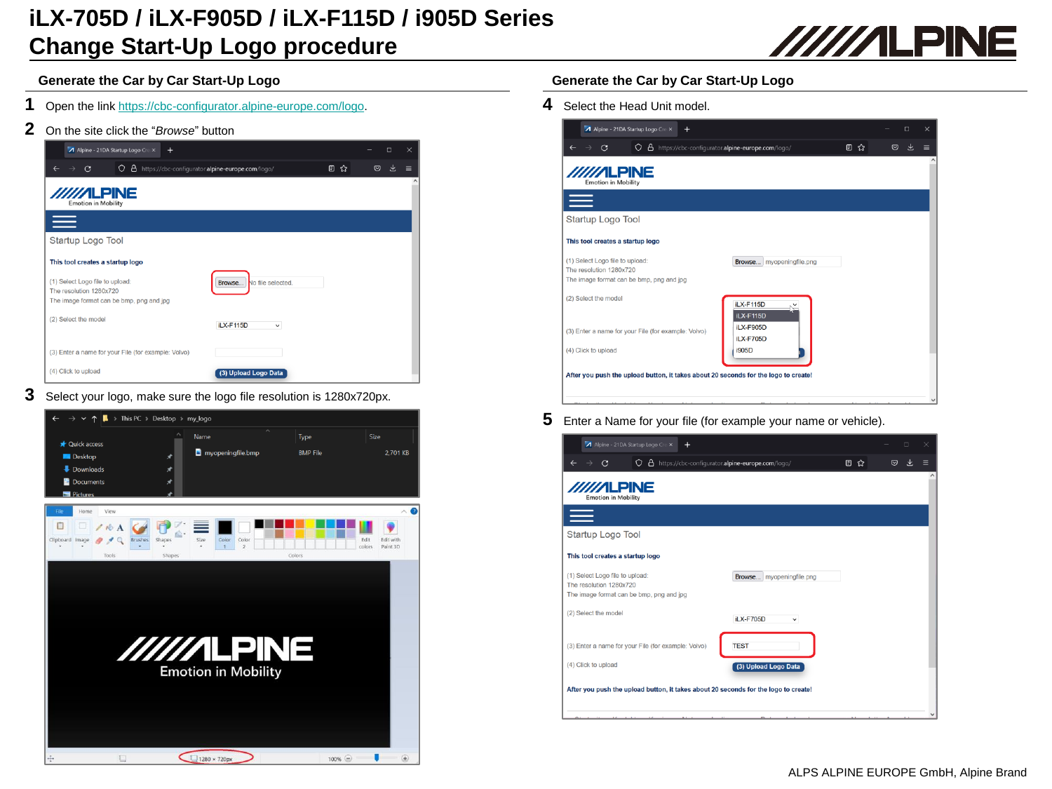# iLX-705D / iLX-F905D / iLX-F115D / i905D Series
# Change Start-Up Logo procedure

## Generate the Car by Car Start-Up Logo

**1** Open the link https://cbc-configurator.alpine-europe.com/logo.

**2** On the site click the "*Browse*" button

**3** Select your logo, make sure the logo file resolution is 1280x720px.

## Generate the Car by Car Start-Up Logo

**4** Select the Head Unit model.

**5** Enter a Name for your file (for example your name or vehicle).

ALPS ALPINE EUROPE GmbH, Alpine Brand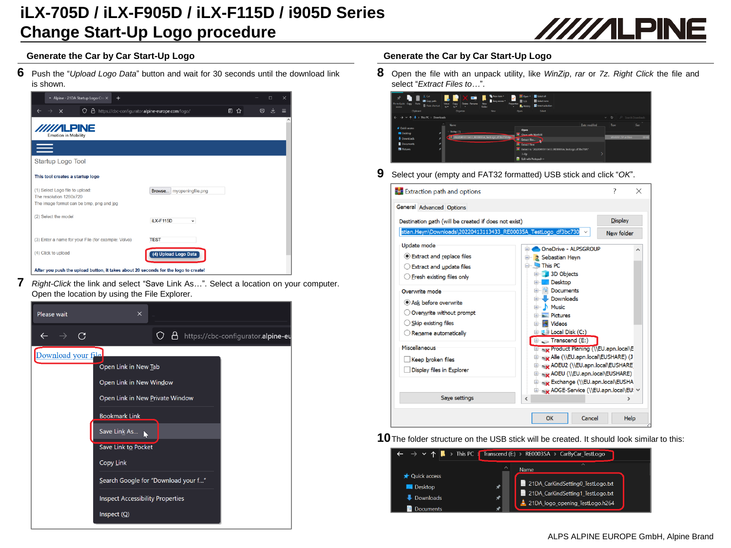# iLX-705D / iLX-F905D / iLX-F115D / i905D Series
# Change Start-Up Logo procedure

## Generate the Car by Car Start-Up Logo

**6** Push the "*Upload Logo Data*" button and wait for 30 seconds until the download link is shown.

**7** *Right-Click* the link and select "Save Link As…". Select a location on your computer. Open the location by using the File Explorer.

## Generate the Car by Car Start-Up Logo

**8** Open the file with an unpack utility, like *WinZip*, *rar* or *7z. Right Click* the file and select "*Extract Files to*…".

**9** Select your (empty and FAT32 formatted) USB stick and click "*OK*".

**10** The folder structure on the USB stick will be created. It should look similar to this:

ALPS ALPINE EUROPE GmbH, Alpine Brand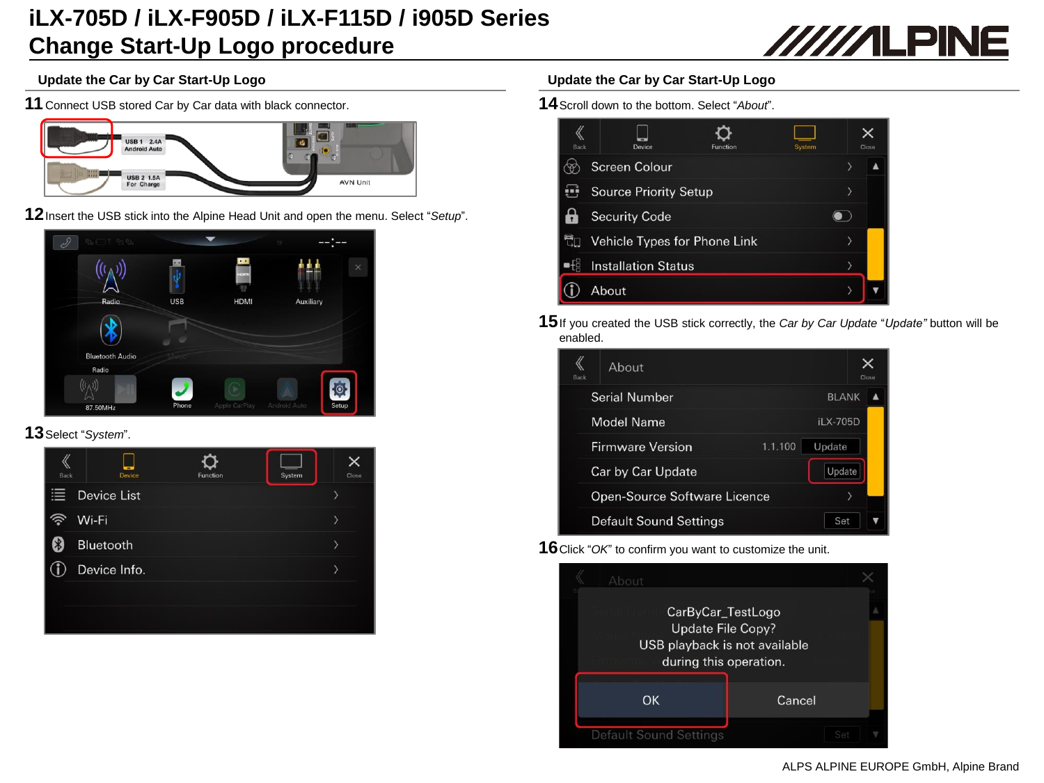# iLX-705D / iLX-F905D / iLX-F115D / i905D Series
# Change Start-Up Logo procedure

## Update the Car by Car Start-Up Logo

**11** Connect USB stored Car by Car data with black connector.

**12** Insert the USB stick into the Alpine Head Unit and open the menu. Select "*Setup*".

**13** Select "*System*".

## Update the Car by Car Start-Up Logo

**14** Scroll down to the bottom. Select "*About*".

**15** If you created the USB stick correctly, the *Car by Car Update* "*Update"* button will be enabled.

**16** Click "*OK*" to confirm you want to customize the unit.

ALPS ALPINE EUROPE GmbH, Alpine Brand